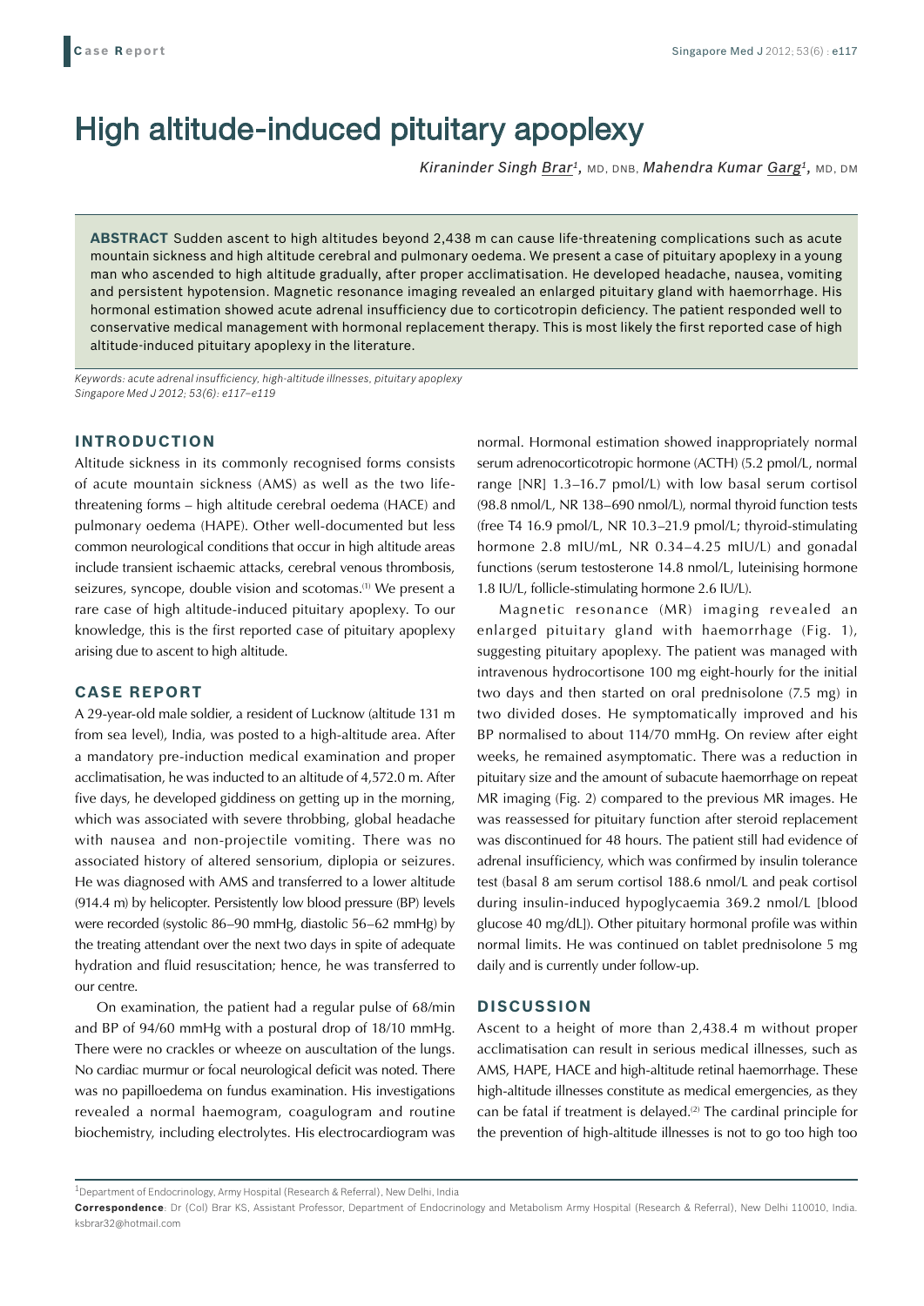# High altitude-induced pituitary apoplexy

*Kiraninder Singh Brar[1], MD, DNB, Mahendra Kumar Garg[1], MD, DM*

**ABSTRACT** Sudden ascent to high altitudes beyond 2,438 m can cause life-threatening complications such as acute mountain sickness and high altitude cerebral and pulmonary oedema. We present a case of pituitary apoplexy in a young man who ascended to high altitude gradually, after proper acclimatisation. He developed headache, nausea, vomiting and persistent hypotension. Magnetic resonance imaging revealed an enlarged pituitary gland with haemorrhage. His hormonal estimation showed acute adrenal insufficiency due to corticotropin deficiency. The patient responded well to conservative medical management with hormonal replacement therapy. This is most likely the first reported case of high altitude-induced pituitary apoplexy in the literature.

*Keywords: acute adrenal insufficiency, high-altitude illnesses, pituitary apoplexy*
*Singapore Med J 2012; 53(6): e117–e119*

## INTRODUCTION

Altitude sickness in its commonly recognised forms consists of acute mountain sickness (AMS) as well as the two life-threatening forms – high altitude cerebral oedema (HACE) and pulmonary oedema (HAPE). Other well-documented but less common neurological conditions that occur in high altitude areas include transient ischaemic attacks, cerebral venous thrombosis, seizures, syncope, double vision and scotomas.[1] We present a rare case of high altitude-induced pituitary apoplexy. To our knowledge, this is the first reported case of pituitary apoplexy arising due to ascent to high altitude.

## CASE REPORT

A 29-year-old male soldier, a resident of Lucknow (altitude 131 m from sea level), India, was posted to a high-altitude area. After a mandatory pre-induction medical examination and proper acclimatisation, he was inducted to an altitude of 4,572.0 m. After five days, he developed giddiness on getting up in the morning, which was associated with severe throbbing, global headache with nausea and non-projectile vomiting. There was no associated history of altered sensorium, diplopia or seizures. He was diagnosed with AMS and transferred to a lower altitude (914.4 m) by helicopter. Persistently low blood pressure (BP) levels were recorded (systolic 86–90 mmHg, diastolic 56–62 mmHg) by the treating attendant over the next two days in spite of adequate hydration and fluid resuscitation; hence, he was transferred to our centre.

On examination, the patient had a regular pulse of 68/min and BP of 94/60 mmHg with a postural drop of 18/10 mmHg. There were no crackles or wheeze on auscultation of the lungs. No cardiac murmur or focal neurological deficit was noted. There was no papilloedema on fundus examination. His investigations revealed a normal haemogram, coagulogram and routine biochemistry, including electrolytes. His electrocardiogram was normal. Hormonal estimation showed inappropriately normal serum adrenocorticotropic hormone (ACTH) (5.2 pmol/L, normal range [NR] 1.3–16.7 pmol/L) with low basal serum cortisol (98.8 nmol/L, NR 138–690 nmol/L), normal thyroid function tests (free T4 16.9 pmol/L, NR 10.3–21.9 pmol/L; thyroid-stimulating hormone 2.8 mIU/mL, NR 0.34–4.25 mIU/L) and gonadal functions (serum testosterone 14.8 nmol/L, luteinising hormone 1.8 IU/L, follicle-stimulating hormone 2.6 IU/L).

Magnetic resonance (MR) imaging revealed an enlarged pituitary gland with haemorrhage (Fig. 1), suggesting pituitary apoplexy. The patient was managed with intravenous hydrocortisone 100 mg eight-hourly for the initial two days and then started on oral prednisolone (7.5 mg) in two divided doses. He symptomatically improved and his BP normalised to about 114/70 mmHg. On review after eight weeks, he remained asymptomatic. There was a reduction in pituitary size and the amount of subacute haemorrhage on repeat MR imaging (Fig. 2) compared to the previous MR images. He was reassessed for pituitary function after steroid replacement was discontinued for 48 hours. The patient still had evidence of adrenal insufficiency, which was confirmed by insulin tolerance test (basal 8 am serum cortisol 188.6 nmol/L and peak cortisol during insulin-induced hypoglycaemia 369.2 nmol/L [blood glucose 40 mg/dL]). Other pituitary hormonal profile was within normal limits. He was continued on tablet prednisolone 5 mg daily and is currently under follow-up.

## DISCUSSION

Ascent to a height of more than 2,438.4 m without proper acclimatisation can result in serious medical illnesses, such as AMS, HAPE, HACE and high-altitude retinal haemorrhage. These high-altitude illnesses constitute as medical emergencies, as they can be fatal if treatment is delayed.[2] The cardinal principle for the prevention of high-altitude illnesses is not to go too high too

[1]Department of Endocrinology, Army Hospital (Research & Referral), New Delhi, India

**Correspondence**: Dr (Col) Brar KS, Assistant Professor, Department of Endocrinology and Metabolism Army Hospital (Research & Referral), New Delhi 110010, India. ksbrar32@hotmail.com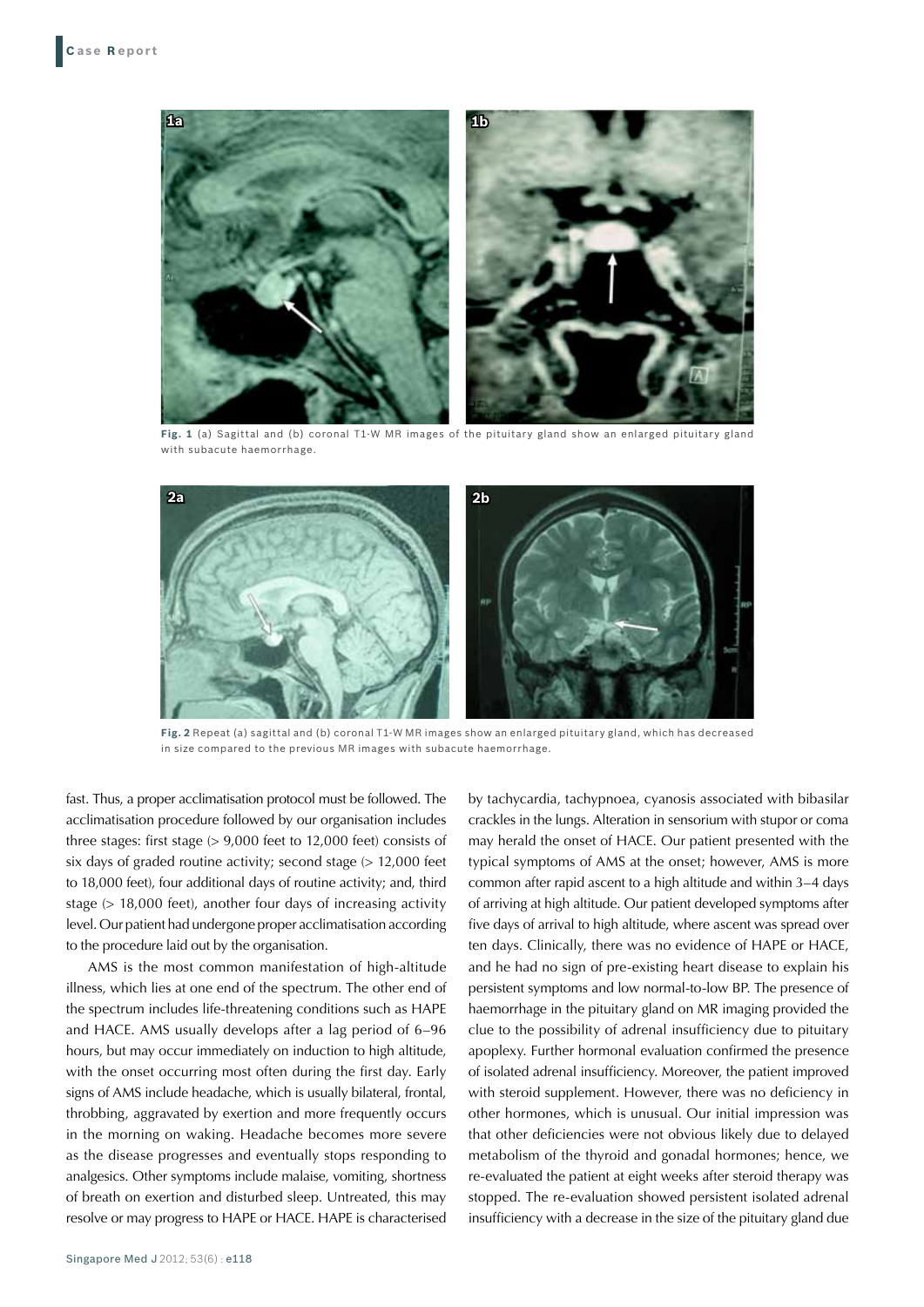**Fig. 1** (a) Sagittal and (b) coronal T1-W MR images of the pituitary gland show an enlarged pituitary gland with subacute haemorrhage.

**Fig. 2** Repeat (a) sagittal and (b) coronal T1-W MR images show an enlarged pituitary gland, which has decreased in size compared to the previous MR images with subacute haemorrhage.

fast. Thus, a proper acclimatisation protocol must be followed. The acclimatisation procedure followed by our organisation includes three stages: first stage (> 9,000 feet to 12,000 feet) consists of six days of graded routine activity; second stage (> 12,000 feet to 18,000 feet), four additional days of routine activity; and, third stage (> 18,000 feet), another four days of increasing activity level. Our patient had undergone proper acclimatisation according to the procedure laid out by the organisation.

AMS is the most common manifestation of high-altitude illness, which lies at one end of the spectrum. The other end of the spectrum includes life-threatening conditions such as HAPE and HACE. AMS usually develops after a lag period of 6–96 hours, but may occur immediately on induction to high altitude, with the onset occurring most often during the first day. Early signs of AMS include headache, which is usually bilateral, frontal, throbbing, aggravated by exertion and more frequently occurs in the morning on waking. Headache becomes more severe as the disease progresses and eventually stops responding to analgesics. Other symptoms include malaise, vomiting, shortness of breath on exertion and disturbed sleep. Untreated, this may resolve or may progress to HAPE or HACE. HAPE is characterised by tachycardia, tachypnoea, cyanosis associated with bibasilar crackles in the lungs. Alteration in sensorium with stupor or coma may herald the onset of HACE. Our patient presented with the typical symptoms of AMS at the onset; however, AMS is more common after rapid ascent to a high altitude and within 3–4 days of arriving at high altitude. Our patient developed symptoms after five days of arrival to high altitude, where ascent was spread over ten days. Clinically, there was no evidence of HAPE or HACE, and he had no sign of pre-existing heart disease to explain his persistent symptoms and low normal-to-low BP. The presence of haemorrhage in the pituitary gland on MR imaging provided the clue to the possibility of adrenal insufficiency due to pituitary apoplexy. Further hormonal evaluation confirmed the presence of isolated adrenal insufficiency. Moreover, the patient improved with steroid supplement. However, there was no deficiency in other hormones, which is unusual. Our initial impression was that other deficiencies were not obvious likely due to delayed metabolism of the thyroid and gonadal hormones; hence, we re-evaluated the patient at eight weeks after steroid therapy was stopped. The re-evaluation showed persistent isolated adrenal insufficiency with a decrease in the size of the pituitary gland due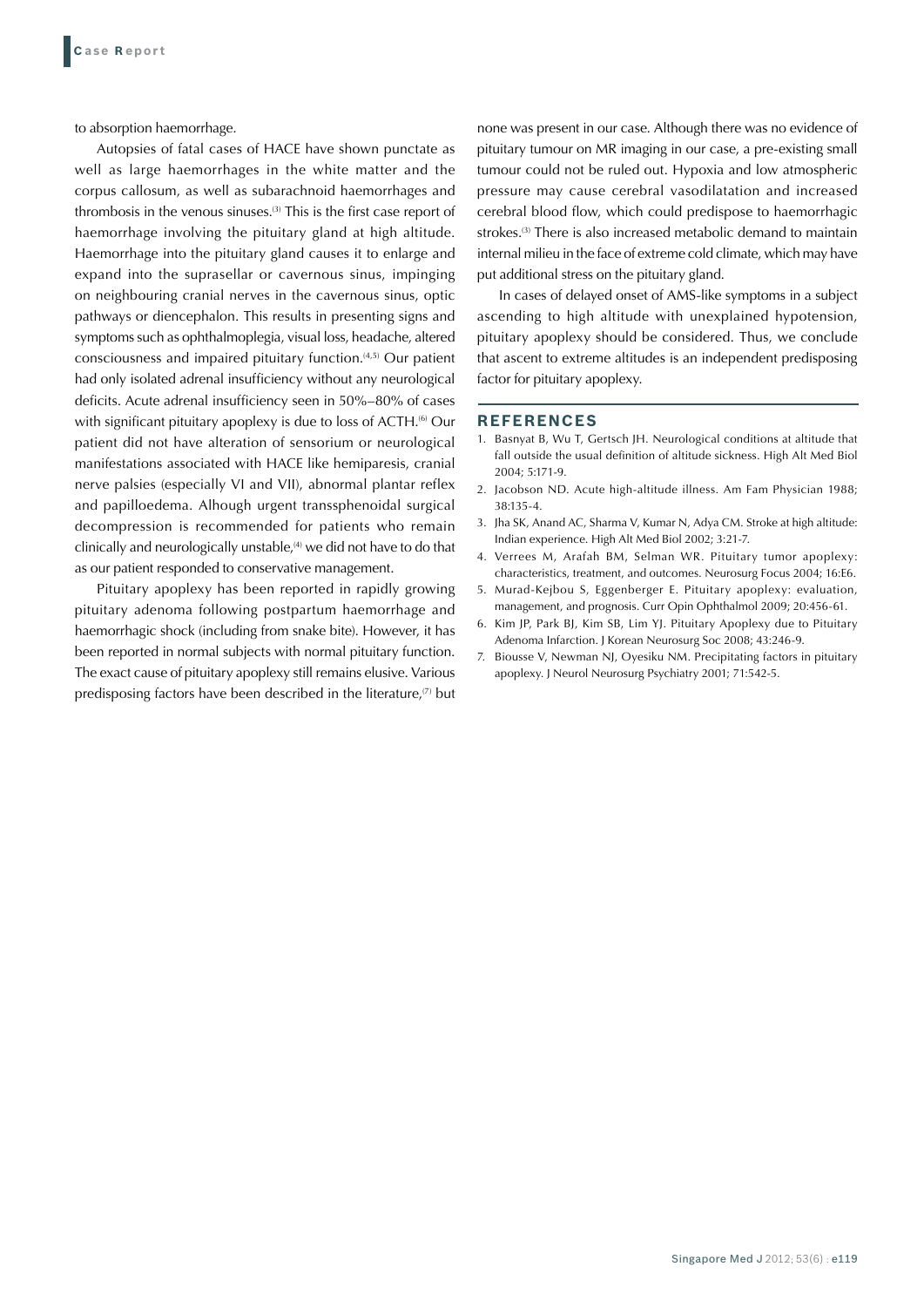to absorption haemorrhage.

Autopsies of fatal cases of HACE have shown punctate as well as large haemorrhages in the white matter and the corpus callosum, as well as subarachnoid haemorrhages and thrombosis in the venous sinuses.[3] This is the first case report of haemorrhage involving the pituitary gland at high altitude. Haemorrhage into the pituitary gland causes it to enlarge and expand into the suprasellar or cavernous sinus, impinging on neighbouring cranial nerves in the cavernous sinus, optic pathways or diencephalon. This results in presenting signs and symptoms such as ophthalmoplegia, visual loss, headache, altered consciousness and impaired pituitary function.[4,5] Our patient had only isolated adrenal insufficiency without any neurological deficits. Acute adrenal insufficiency seen in 50%–80% of cases with significant pituitary apoplexy is due to loss of ACTH.[6] Our patient did not have alteration of sensorium or neurological manifestations associated with HACE like hemiparesis, cranial nerve palsies (especially VI and VII), abnormal plantar reflex and papilloedema. Alhough urgent transsphenoidal surgical decompression is recommended for patients who remain clinically and neurologically unstable,[4] we did not have to do that as our patient responded to conservative management.

Pituitary apoplexy has been reported in rapidly growing pituitary adenoma following postpartum haemorrhage and haemorrhagic shock (including from snake bite). However, it has been reported in normal subjects with normal pituitary function. The exact cause of pituitary apoplexy still remains elusive. Various predisposing factors have been described in the literature,[7] but none was present in our case. Although there was no evidence of pituitary tumour on MR imaging in our case, a pre-existing small tumour could not be ruled out. Hypoxia and low atmospheric pressure may cause cerebral vasodilatation and increased cerebral blood flow, which could predispose to haemorrhagic strokes.[3] There is also increased metabolic demand to maintain internal milieu in the face of extreme cold climate, which may have put additional stress on the pituitary gland.

In cases of delayed onset of AMS-like symptoms in a subject ascending to high altitude with unexplained hypotension, pituitary apoplexy should be considered. Thus, we conclude that ascent to extreme altitudes is an independent predisposing factor for pituitary apoplexy.

## REFERENCES

1. Basnyat B, Wu T, Gertsch JH. Neurological conditions at altitude that fall outside the usual definition of altitude sickness. High Alt Med Biol 2004; 5:171-9.
2. Jacobson ND. Acute high-altitude illness. Am Fam Physician 1988; 38:135-4.
3. Jha SK, Anand AC, Sharma V, Kumar N, Adya CM. Stroke at high altitude: Indian experience. High Alt Med Biol 2002; 3:21-7.
4. Verrees M, Arafah BM, Selman WR. Pituitary tumor apoplexy: characteristics, treatment, and outcomes. Neurosurg Focus 2004; 16:E6.
5. Murad-Kejbou S, Eggenberger E. Pituitary apoplexy: evaluation, management, and prognosis. Curr Opin Ophthalmol 2009; 20:456-61.
6. Kim JP, Park BJ, Kim SB, Lim YJ. Pituitary Apoplexy due to Pituitary Adenoma Infarction. J Korean Neurosurg Soc 2008; 43:246-9.
7. Biousse V, Newman NJ, Oyesiku NM. Precipitating factors in pituitary apoplexy. J Neurol Neurosurg Psychiatry 2001; 71:542-5.